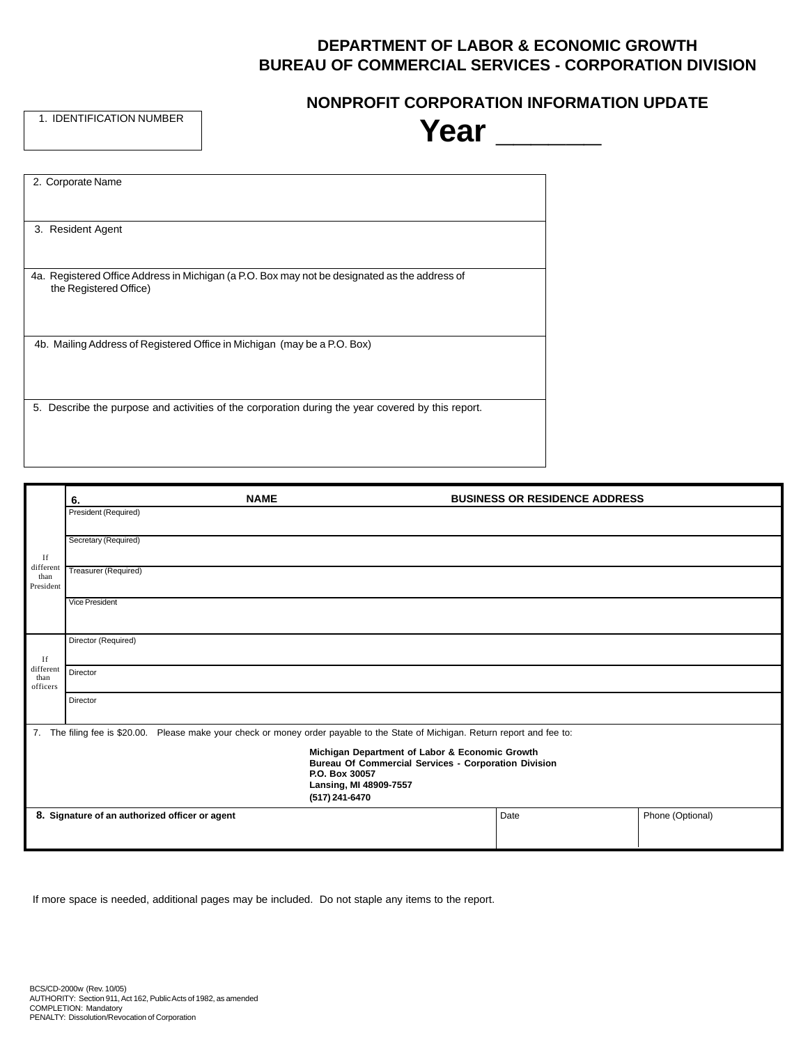**DEPARTMENT OF LABOR & ECONOMIC GROWTH**
**BUREAU OF COMMERCIAL SERVICES - CORPORATION DIVISION**

## NONPROFIT CORPORATION INFORMATION UPDATE

# Year _______

| 1. IDENTIFICATION NUMBER |
|---|
| |

| 2. Corporate Name |
|---|
| |
| 3. Resident Agent |
| |
| 4a. Registered Office Address in Michigan (a P.O. Box may not be designated as the address of the Registered Office) |
| |
| 4b. Mailing Address of Registered Office in Michigan (may be a P.O. Box) |
| |
| 5. Describe the purpose and activities of the corporation during the year covered by this report. |
| |

| | 6. NAME | BUSINESS OR RESIDENCE ADDRESS |
|---|---|---|
| | President (Required) | |
| If different than President | Secretary (Required) | |
| | Treasurer (Required) | |
| | Vice President | |
| If different than officers | Director (Required) | |
| | Director | |
| | Director | |

7. The filing fee is $20.00. Please make your check or money order payable to the State of Michigan. Return report and fee to:

**Michigan Department of Labor & Economic Growth**
**Bureau Of Commercial Services - Corporation Division**
**P.O. Box 30057**
**Lansing, MI 48909-7557**
**(517) 241-6470**

| 8. Signature of an authorized officer or agent | Date | Phone (Optional) |
|---|---|---|
| | | |

If more space is needed, additional pages may be included. Do not staple any items to the report.

BCS/CD-2000w (Rev. 10/05)
AUTHORITY: Section 911, Act 162, Public Acts of 1982, as amended
COMPLETION: Mandatory
PENALTY: Dissolution/Revocation of Corporation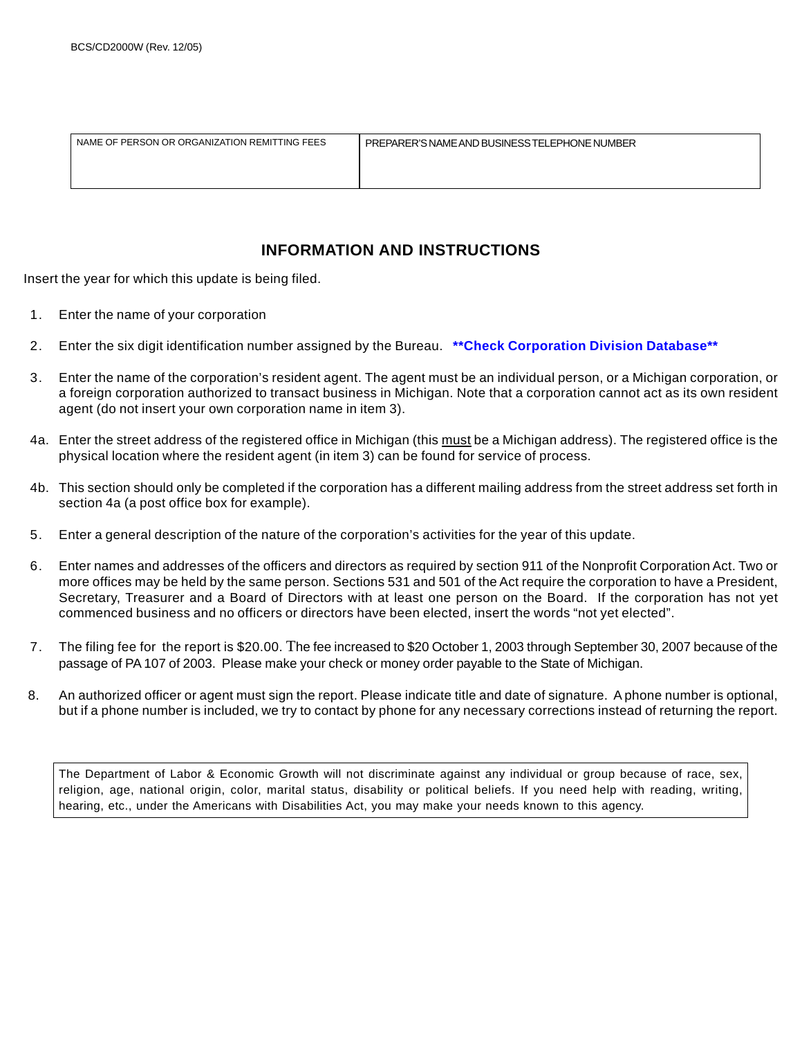BCS/CD2000W (Rev. 12/05)

| NAME OF PERSON OR ORGANIZATION REMITTING FEES | PREPARER'S NAME AND BUSINESS TELEPHONE NUMBER |
| --- | --- |
| | |

## INFORMATION AND INSTRUCTIONS

Insert the year for which this update is being filed.

1. Enter the name of your corporation

2. Enter the six digit identification number assigned by the Bureau. **\*\*Check Corporation Division Database\*\***

3. Enter the name of the corporation's resident agent. The agent must be an individual person, or a Michigan corporation, or a foreign corporation authorized to transact business in Michigan. Note that a corporation cannot act as its own resident agent (do not insert your own corporation name in item 3).

4a. Enter the street address of the registered office in Michigan (this must be a Michigan address). The registered office is the physical location where the resident agent (in item 3) can be found for service of process.

4b. This section should only be completed if the corporation has a different mailing address from the street address set forth in section 4a (a post office box for example).

5. Enter a general description of the nature of the corporation's activities for the year of this update.

6. Enter names and addresses of the officers and directors as required by section 911 of the Nonprofit Corporation Act. Two or more offices may be held by the same person. Sections 531 and 501 of the Act require the corporation to have a President, Secretary, Treasurer and a Board of Directors with at least one person on the Board. If the corporation has not yet commenced business and no officers or directors have been elected, insert the words "not yet elected".

7. The filing fee for the report is $20.00. The fee increased to $20 October 1, 2003 through September 30, 2007 because of the passage of PA 107 of 2003. Please make your check or money order payable to the State of Michigan.

8. An authorized officer or agent must sign the report. Please indicate title and date of signature. A phone number is optional, but if a phone number is included, we try to contact by phone for any necessary corrections instead of returning the report.

The Department of Labor & Economic Growth will not discriminate against any individual or group because of race, sex, religion, age, national origin, color, marital status, disability or political beliefs. If you need help with reading, writing, hearing, etc., under the Americans with Disabilities Act, you may make your needs known to this agency.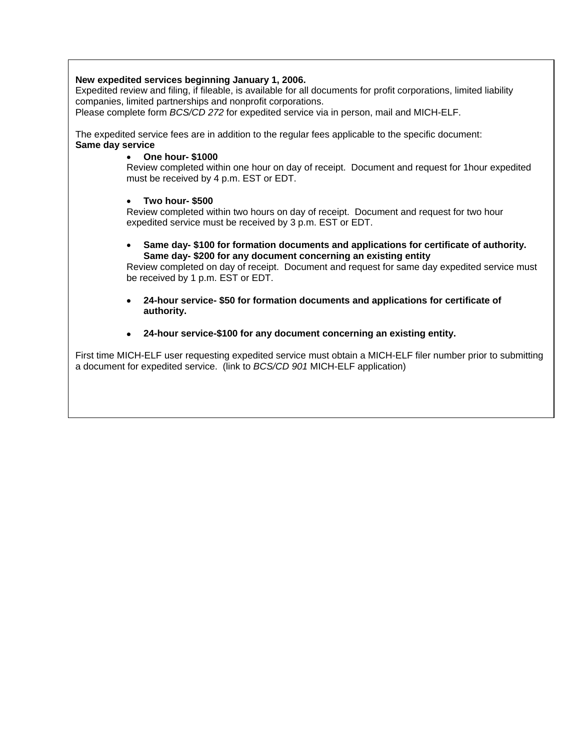**New expedited services beginning January 1, 2006.**
Expedited review and filing, if fileable, is available for all documents for profit corporations, limited liability companies, limited partnerships and nonprofit corporations.
Please complete form *BCS/CD 272* for expedited service via in person, mail and MICH-ELF.

The expedited service fees are in addition to the regular fees applicable to the specific document:
**Same day service**

- **One hour- $1000**
  Review completed within one hour on day of receipt. Document and request for 1hour expedited must be received by 4 p.m. EST or EDT.

- **Two hour- $500**
  Review completed within two hours on day of receipt. Document and request for two hour expedited service must be received by 3 p.m. EST or EDT.

- **Same day- $100 for formation documents and applications for certificate of authority. Same day- $200 for any document concerning an existing entity**
  Review completed on day of receipt. Document and request for same day expedited service must be received by 1 p.m. EST or EDT.

- **24-hour service- $50 for formation documents and applications for certificate of authority.**

- **24-hour service-$100 for any document concerning an existing entity.**

First time MICH-ELF user requesting expedited service must obtain a MICH-ELF filer number prior to submitting a document for expedited service. (link to *BCS/CD 901* MICH-ELF application)